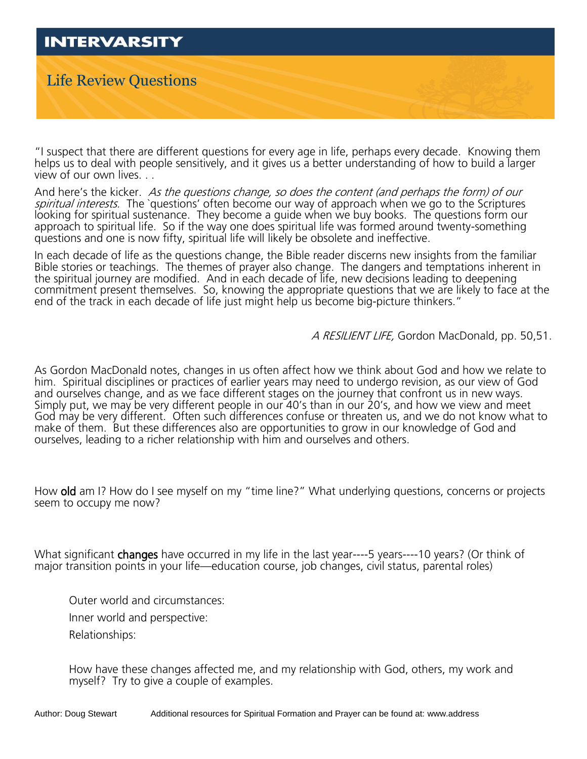**INTERVARSITY**

# Life Review Questions

"I suspect that there are different questions for every age in life, perhaps every decade. Knowing them helps us to deal with people sensitively, and it gives us a better understanding of how to build a larger view of our own lives. . .

And here's the kicker. *As the questions change, so does the content (and perhaps the form) of our spiritual interests.* The `questions' often become our way of approach when we go to the Scriptures looking for spiritual sustenance. They become a guide when we buy books. The questions form our approach to spiritual life. So if the way one does spiritual life was formed around twenty-something questions and one is now fifty, spiritual life will likely be obsolete and ineffective.

In each decade of life as the questions change, the Bible reader discerns new insights from the familiar Bible stories or teachings. The themes of prayer also change. The dangers and temptations inherent in the spiritual journey are modified. And in each decade of life, new decisions leading to deepening commitment present themselves. So, knowing the appropriate questions that we are likely to face at the end of the track in each decade of life just might help us become big-picture thinkers."

*A RESILIENT LIFE,* Gordon MacDonald, pp. 50,51.

As Gordon MacDonald notes, changes in us often affect how we think about God and how we relate to him. Spiritual disciplines or practices of earlier years may need to undergo revision, as our view of God and ourselves change, and as we face different stages on the journey that confront us in new ways. Simply put, we may be very different people in our 40's than in our 20's, and how we view and meet God may be very different. Often such differences confuse or threaten us, and we do not know what to make of them. But these differences also are opportunities to grow in our knowledge of God and ourselves, leading to a richer relationship with him and ourselves and others.

How **old** am I? How do I see myself on my "time line?" What underlying questions, concerns or projects seem to occupy me now?

What significant **changes** have occurred in my life in the last year----5 years----10 years? (Or think of major transition points in your life—education course, job changes, civil status, parental roles)

Outer world and circumstances:

Inner world and perspective:

Relationships:

How have these changes affected me, and my relationship with God, others, my work and myself? Try to give a couple of examples.

Author: Doug Stewart Additional resources for Spiritual Formation and Prayer can be found at: www.address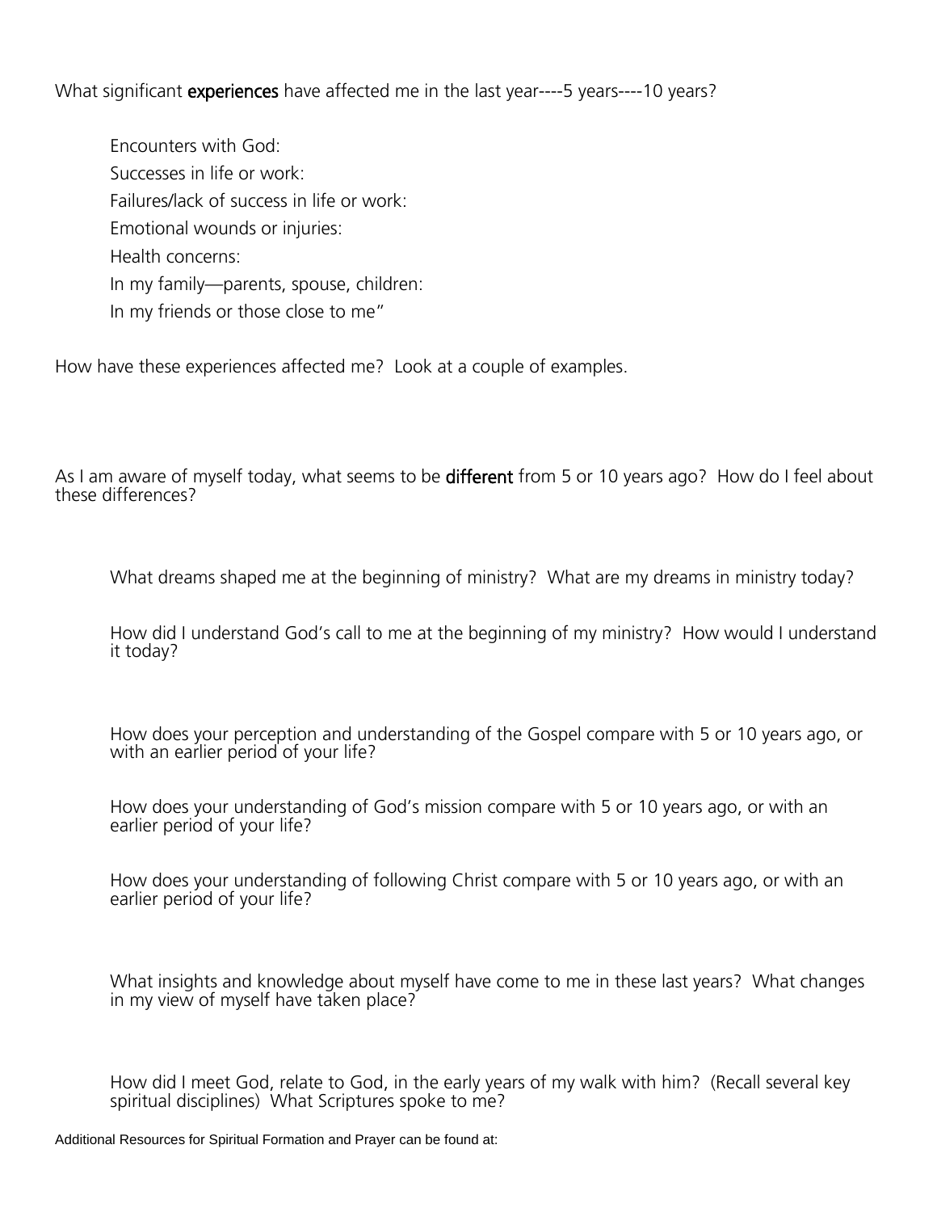What significant **experiences** have affected me in the last year----5 years----10 years?

Encounters with God:

Successes in life or work:

Failures/lack of success in life or work:

Emotional wounds or injuries:

Health concerns:

In my family—parents, spouse, children:

In my friends or those close to me"

How have these experiences affected me? Look at a couple of examples.

As I am aware of myself today, what seems to be **different** from 5 or 10 years ago? How do I feel about these differences?

What dreams shaped me at the beginning of ministry? What are my dreams in ministry today?

How did I understand God's call to me at the beginning of my ministry? How would I understand it today?

How does your perception and understanding of the Gospel compare with 5 or 10 years ago, or with an earlier period of your life?

How does your understanding of God's mission compare with 5 or 10 years ago, or with an earlier period of your life?

How does your understanding of following Christ compare with 5 or 10 years ago, or with an earlier period of your life?

What insights and knowledge about myself have come to me in these last years? What changes in my view of myself have taken place?

How did I meet God, relate to God, in the early years of my walk with him? (Recall several key spiritual disciplines) What Scriptures spoke to me?

Additional Resources for Spiritual Formation and Prayer can be found at: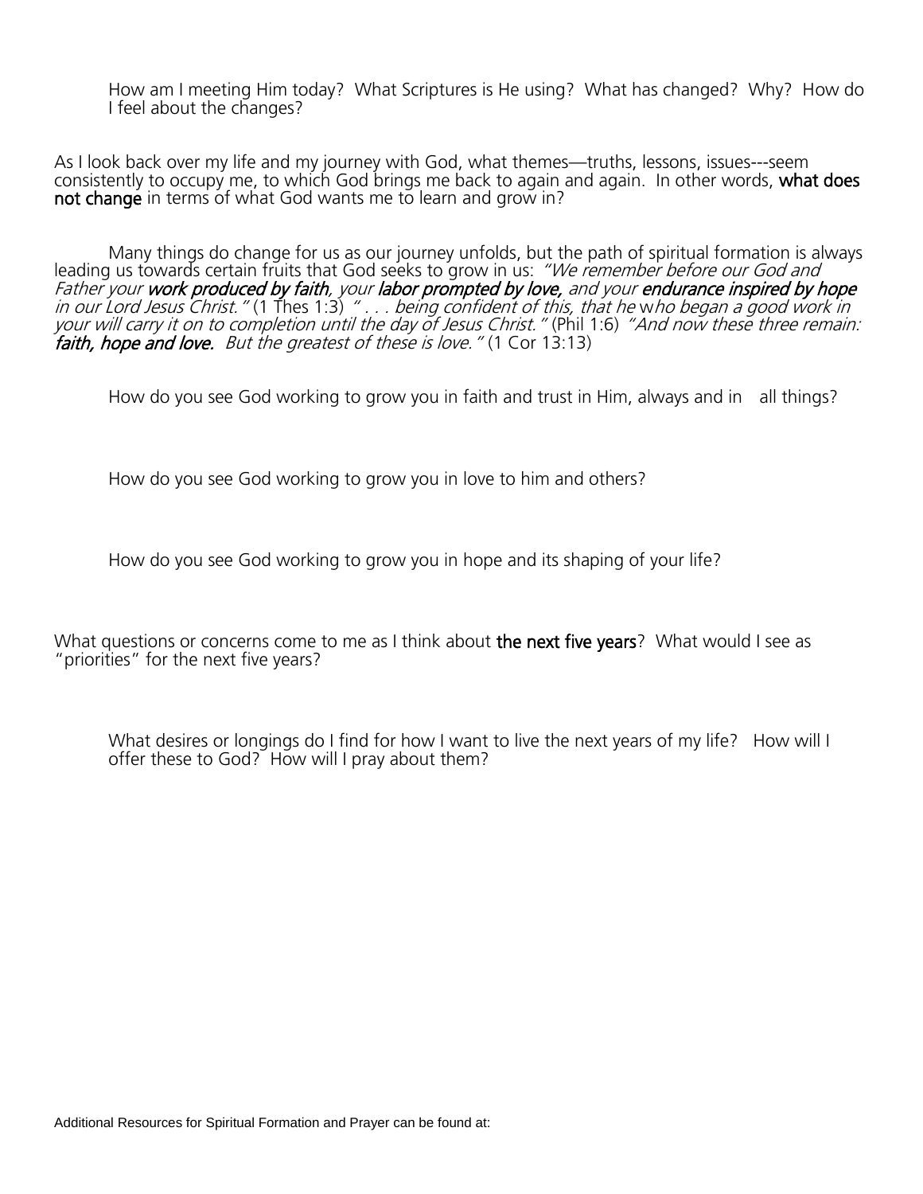How am I meeting Him today? What Scriptures is He using? What has changed? Why? How do I feel about the changes?

As I look back over my life and my journey with God, what themes—truths, lessons, issues---seem consistently to occupy me, to which God brings me back to again and again. In other words, **what does not change** in terms of what God wants me to learn and grow in?

Many things do change for us as our journey unfolds, but the path of spiritual formation is always leading us towards certain fruits that God seeks to grow in us: *"We remember before our God and Father your* ***work produced by faith****, your* ***labor prompted by love,*** *and your* ***endurance inspired by hope*** *in our Lord Jesus Christ."* (1 Thes 1:3) *" . . . being confident of this, that he who began a good work in your will carry it on to completion until the day of Jesus Christ."* (Phil 1:6) *"And now these three remain:* ***faith, hope and love.*** *But the greatest of these is love."* (1 Cor 13:13)

How do you see God working to grow you in faith and trust in Him, always and in all things?

How do you see God working to grow you in love to him and others?

How do you see God working to grow you in hope and its shaping of your life?

What questions or concerns come to me as I think about **the next five years**? What would I see as "priorities" for the next five years?

What desires or longings do I find for how I want to live the next years of my life? How will I offer these to God? How will I pray about them?

Additional Resources for Spiritual Formation and Prayer can be found at: